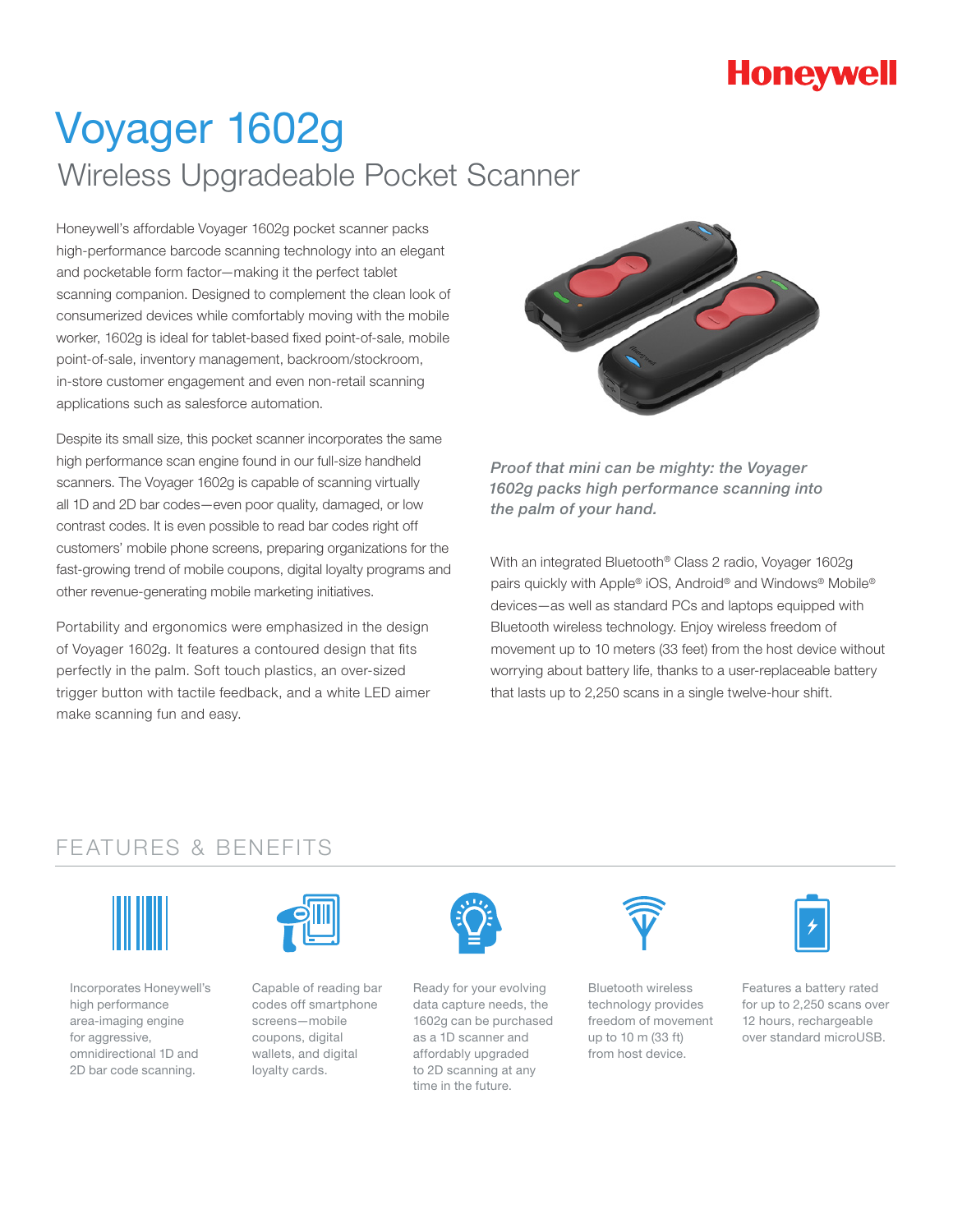Honeywell

# Voyager 1602g

## Wireless Upgradeable Pocket Scanner

Honeywell's affordable Voyager 1602g pocket scanner packs high-performance barcode scanning technology into an elegant and pocketable form factor—making it the perfect tablet scanning companion. Designed to complement the clean look of consumerized devices while comfortably moving with the mobile worker, 1602g is ideal for tablet-based fixed point-of-sale, mobile point-of-sale, inventory management, backroom/stockroom, in-store customer engagement and even non-retail scanning applications such as salesforce automation.

Despite its small size, this pocket scanner incorporates the same high performance scan engine found in our full-size handheld scanners. The Voyager 1602g is capable of scanning virtually all 1D and 2D bar codes—even poor quality, damaged, or low contrast codes. It is even possible to read bar codes right off customers' mobile phone screens, preparing organizations for the fast-growing trend of mobile coupons, digital loyalty programs and other revenue-generating mobile marketing initiatives.

Portability and ergonomics were emphasized in the design of Voyager 1602g. It features a contoured design that fits perfectly in the palm. Soft touch plastics, an over-sized trigger button with tactile feedback, and a white LED aimer make scanning fun and easy.

*Proof that mini can be mighty: the Voyager 1602g packs high performance scanning into the palm of your hand.*

With an integrated Bluetooth® Class 2 radio, Voyager 1602g pairs quickly with Apple® iOS, Android® and Windows® Mobile® devices—as well as standard PCs and laptops equipped with Bluetooth wireless technology. Enjoy wireless freedom of movement up to 10 meters (33 feet) from the host device without worrying about battery life, thanks to a user-replaceable battery that lasts up to 2,250 scans in a single twelve-hour shift.

## FEATURES & BENEFITS

- Incorporates Honeywell's high performance area-imaging engine for aggressive, omnidirectional 1D and 2D bar code scanning.
- Capable of reading bar codes off smartphone screens—mobile coupons, digital wallets, and digital loyalty cards.
- Ready for your evolving data capture needs, the 1602g can be purchased as a 1D scanner and affordably upgraded to 2D scanning at any time in the future.
- Bluetooth wireless technology provides freedom of movement up to 10 m (33 ft) from host device.
- Features a battery rated for up to 2,250 scans over 12 hours, rechargeable over standard microUSB.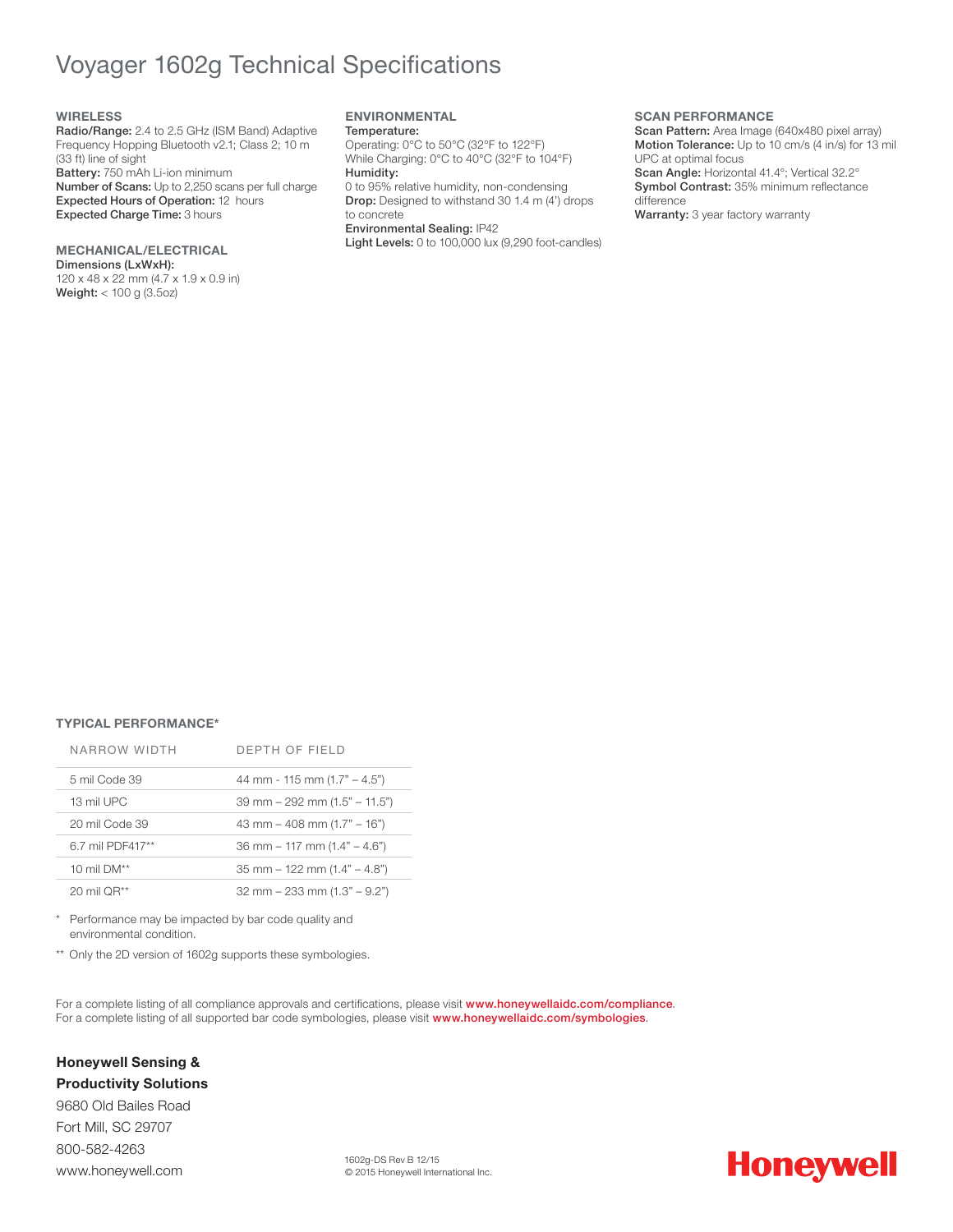# Voyager 1602g Technical Specifications

### WIRELESS

**Radio/Range:** 2.4 to 2.5 GHz (ISM Band) Adaptive Frequency Hopping Bluetooth v2.1; Class 2; 10 m (33 ft) line of sight
**Battery:** 750 mAh Li-ion minimum
**Number of Scans:** Up to 2,250 scans per full charge
**Expected Hours of Operation:** 12 hours
**Expected Charge Time:** 3 hours

### MECHANICAL/ELECTRICAL

**Dimensions (LxWxH):**
120 x 48 x 22 mm (4.7 x 1.9 x 0.9 in)
**Weight:** < 100 g (3.5oz)

### ENVIRONMENTAL

**Temperature:**
Operating: 0°C to 50°C (32°F to 122°F)
While Charging: 0°C to 40°C (32°F to 104°F)
**Humidity:**
0 to 95% relative humidity, non-condensing
**Drop:** Designed to withstand 30 1.4 m (4') drops to concrete
**Environmental Sealing:** IP42
**Light Levels:** 0 to 100,000 lux (9,290 foot-candles)

### SCAN PERFORMANCE

**Scan Pattern:** Area Image (640x480 pixel array)
**Motion Tolerance:** Up to 10 cm/s (4 in/s) for 13 mil UPC at optimal focus
**Scan Angle:** Horizontal 41.4°; Vertical 32.2°
**Symbol Contrast:** 35% minimum reflectance difference
**Warranty:** 3 year factory warranty

### TYPICAL PERFORMANCE*

| NARROW WIDTH | DEPTH OF FIELD |
|---|---|
| 5 mil Code 39 | 44 mm - 115 mm (1.7" – 4.5") |
| 13 mil UPC | 39 mm – 292 mm (1.5" – 11.5") |
| 20 mil Code 39 | 43 mm – 408 mm (1.7" – 16") |
| 6.7 mil PDF417** | 36 mm – 117 mm (1.4" – 4.6") |
| 10 mil DM** | 35 mm – 122 mm (1.4" – 4.8") |
| 20 mil QR** | 32 mm – 233 mm (1.3" – 9.2") |

\* Performance may be impacted by bar code quality and environmental condition.

\** Only the 2D version of 1602g supports these symbologies.

For a complete listing of all compliance approvals and certifications, please visit www.honeywellaidc.com/compliance.
For a complete listing of all supported bar code symbologies, please visit www.honeywellaidc.com/symbologies.

**Honeywell Sensing & Productivity Solutions**
9680 Old Bailes Road
Fort Mill, SC 29707
800-582-4263
www.honeywell.com

1602g-DS Rev B 12/15
© 2015 Honeywell International Inc.

Honeywell